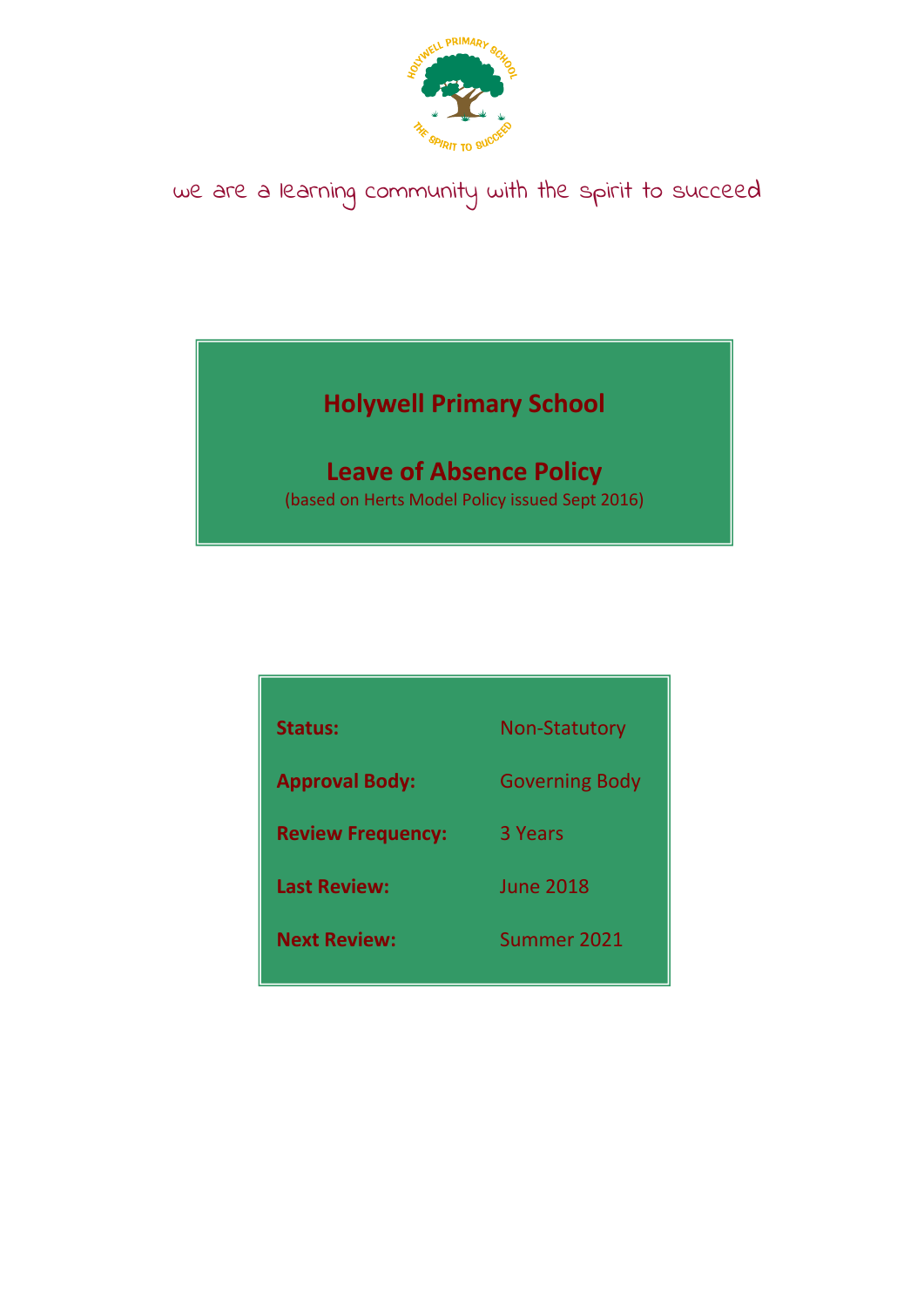we are a learning community with the spirit to succeed

# Holywell Primary School

## Leave of Absence Policy

(based on Herts Model Policy issued Sept 2016)

| | |
|---|---|
| **Status:** | Non-Statutory |
| **Approval Body:** | Governing Body |
| **Review Frequency:** | 3 Years |
| **Last Review:** | June 2018 |
| **Next Review:** | Summer 2021 |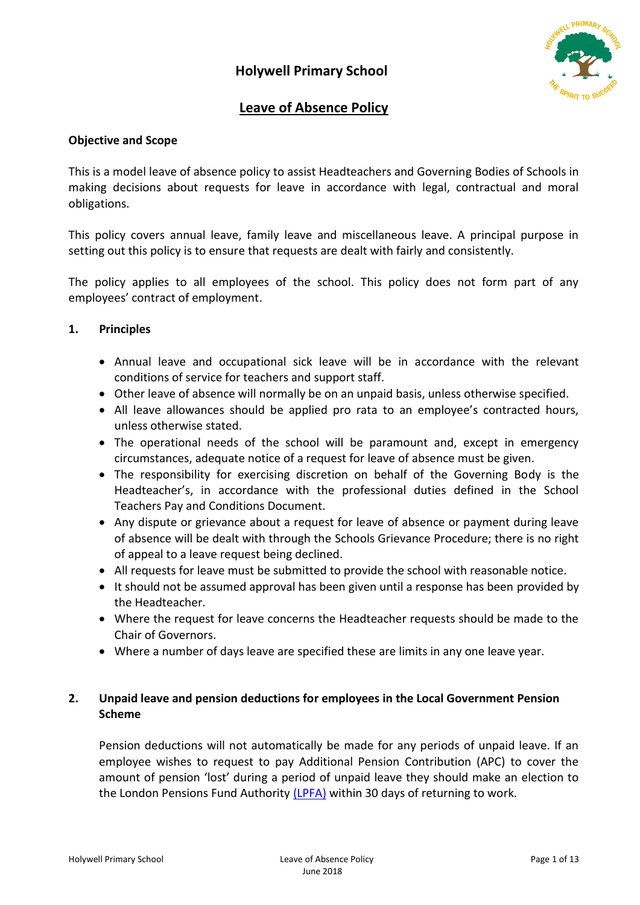# Holywell Primary School

## Leave of Absence Policy

**Objective and Scope**

This is a model leave of absence policy to assist Headteachers and Governing Bodies of Schools in making decisions about requests for leave in accordance with legal, contractual and moral obligations.

This policy covers annual leave, family leave and miscellaneous leave. A principal purpose in setting out this policy is to ensure that requests are dealt with fairly and consistently.

The policy applies to all employees of the school. This policy does not form part of any employees' contract of employment.

### 1. Principles

- Annual leave and occupational sick leave will be in accordance with the relevant conditions of service for teachers and support staff.
- Other leave of absence will normally be on an unpaid basis, unless otherwise specified.
- All leave allowances should be applied pro rata to an employee's contracted hours, unless otherwise stated.
- The operational needs of the school will be paramount and, except in emergency circumstances, adequate notice of a request for leave of absence must be given.
- The responsibility for exercising discretion on behalf of the Governing Body is the Headteacher's, in accordance with the professional duties defined in the School Teachers Pay and Conditions Document.
- Any dispute or grievance about a request for leave of absence or payment during leave of absence will be dealt with through the Schools Grievance Procedure; there is no right of appeal to a leave request being declined.
- All requests for leave must be submitted to provide the school with reasonable notice.
- It should not be assumed approval has been given until a response has been provided by the Headteacher.
- Where the request for leave concerns the Headteacher requests should be made to the Chair of Governors.
- Where a number of days leave are specified these are limits in any one leave year.

### 2. Unpaid leave and pension deductions for employees in the Local Government Pension Scheme

Pension deductions will not automatically be made for any periods of unpaid leave. If an employee wishes to request to pay Additional Pension Contribution (APC) to cover the amount of pension 'lost' during a period of unpaid leave they should make an election to the London Pensions Fund Authority (LPFA) within 30 days of returning to work.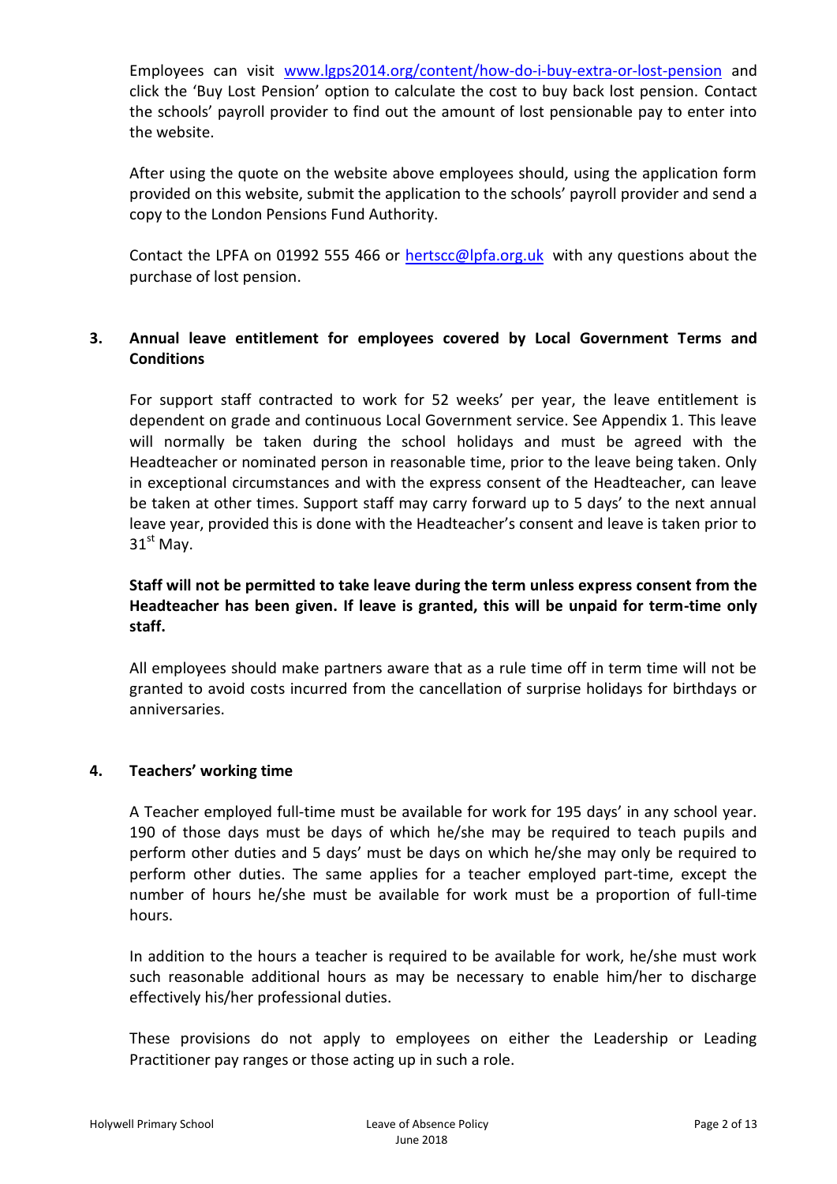Employees can visit [www.lgps2014.org/content/how-do-i-buy-extra-or-lost-pension](http://www.lgps2014.org/content/how-do-i-buy-extra-or-lost-pension) and click the 'Buy Lost Pension' option to calculate the cost to buy back lost pension. Contact the schools' payroll provider to find out the amount of lost pensionable pay to enter into the website.

After using the quote on the website above employees should, using the application form provided on this website, submit the application to the schools' payroll provider and send a copy to the London Pensions Fund Authority.

Contact the LPFA on 01992 555 466 or [hertscc@lpfa.org.uk](mailto:hertscc@lpfa.org.uk) with any questions about the purchase of lost pension.

## 3. Annual leave entitlement for employees covered by Local Government Terms and Conditions

For support staff contracted to work for 52 weeks' per year, the leave entitlement is dependent on grade and continuous Local Government service. See Appendix 1. This leave will normally be taken during the school holidays and must be agreed with the Headteacher or nominated person in reasonable time, prior to the leave being taken. Only in exceptional circumstances and with the express consent of the Headteacher, can leave be taken at other times. Support staff may carry forward up to 5 days' to the next annual leave year, provided this is done with the Headteacher's consent and leave is taken prior to 31st May.

**Staff will not be permitted to take leave during the term unless express consent from the Headteacher has been given. If leave is granted, this will be unpaid for term-time only staff.**

All employees should make partners aware that as a rule time off in term time will not be granted to avoid costs incurred from the cancellation of surprise holidays for birthdays or anniversaries.

## 4. Teachers' working time

A Teacher employed full-time must be available for work for 195 days' in any school year. 190 of those days must be days of which he/she may be required to teach pupils and perform other duties and 5 days' must be days on which he/she may only be required to perform other duties. The same applies for a teacher employed part-time, except the number of hours he/she must be available for work must be a proportion of full-time hours.

In addition to the hours a teacher is required to be available for work, he/she must work such reasonable additional hours as may be necessary to enable him/her to discharge effectively his/her professional duties.

These provisions do not apply to employees on either the Leadership or Leading Practitioner pay ranges or those acting up in such a role.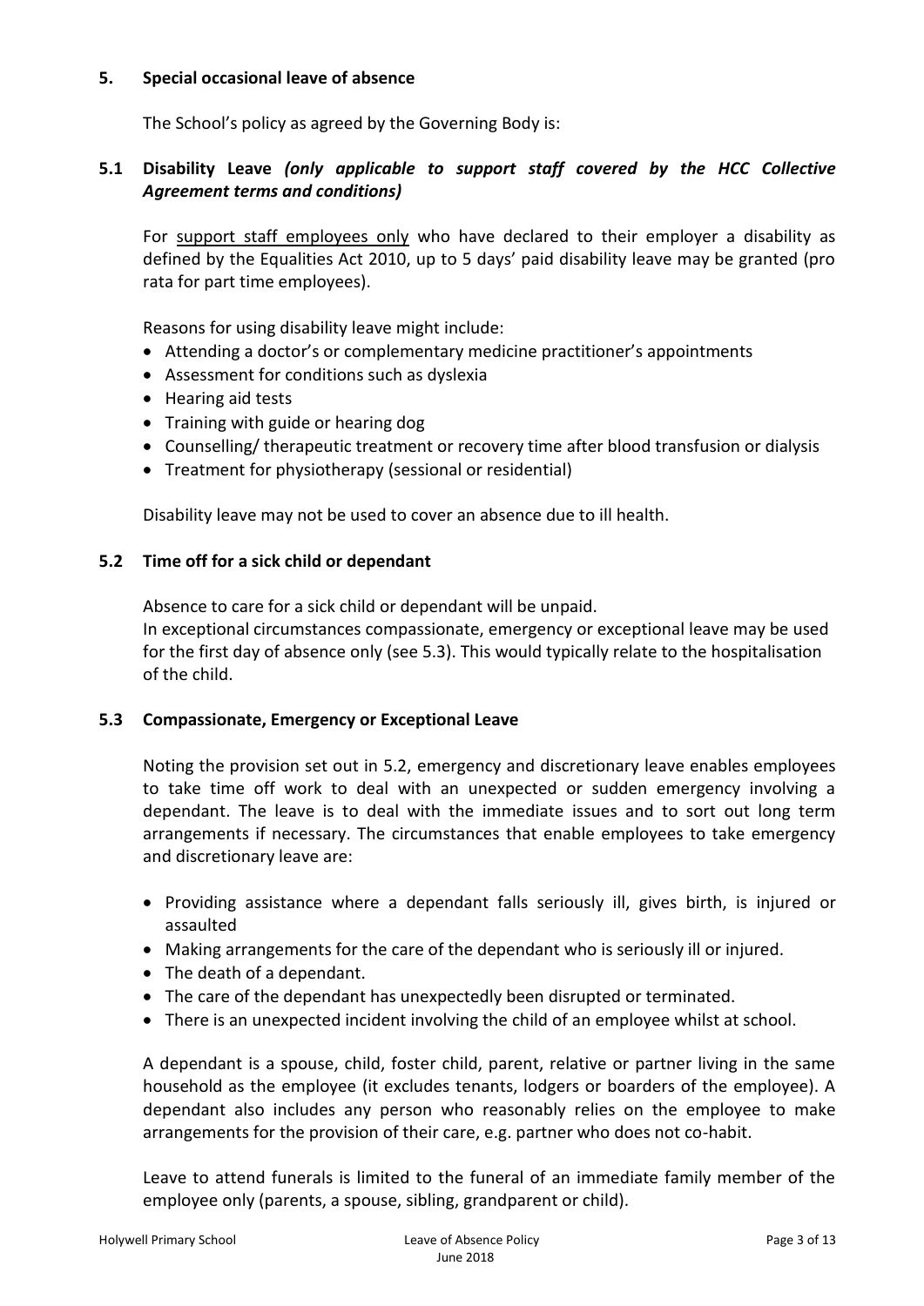## 5. Special occasional leave of absence

The School's policy as agreed by the Governing Body is:

### 5.1 Disability Leave *(only applicable to support staff covered by the HCC Collective Agreement terms and conditions)*

For support staff employees only who have declared to their employer a disability as defined by the Equalities Act 2010, up to 5 days' paid disability leave may be granted (pro rata for part time employees).

Reasons for using disability leave might include:

- Attending a doctor's or complementary medicine practitioner's appointments
- Assessment for conditions such as dyslexia
- Hearing aid tests
- Training with guide or hearing dog
- Counselling/ therapeutic treatment or recovery time after blood transfusion or dialysis
- Treatment for physiotherapy (sessional or residential)

Disability leave may not be used to cover an absence due to ill health.

### 5.2 Time off for a sick child or dependant

Absence to care for a sick child or dependant will be unpaid.
In exceptional circumstances compassionate, emergency or exceptional leave may be used for the first day of absence only (see 5.3). This would typically relate to the hospitalisation of the child.

### 5.3 Compassionate, Emergency or Exceptional Leave

Noting the provision set out in 5.2, emergency and discretionary leave enables employees to take time off work to deal with an unexpected or sudden emergency involving a dependant. The leave is to deal with the immediate issues and to sort out long term arrangements if necessary. The circumstances that enable employees to take emergency and discretionary leave are:

- Providing assistance where a dependant falls seriously ill, gives birth, is injured or assaulted
- Making arrangements for the care of the dependant who is seriously ill or injured.
- The death of a dependant.
- The care of the dependant has unexpectedly been disrupted or terminated.
- There is an unexpected incident involving the child of an employee whilst at school.

A dependant is a spouse, child, foster child, parent, relative or partner living in the same household as the employee (it excludes tenants, lodgers or boarders of the employee). A dependant also includes any person who reasonably relies on the employee to make arrangements for the provision of their care, e.g. partner who does not co-habit.

Leave to attend funerals is limited to the funeral of an immediate family member of the employee only (parents, a spouse, sibling, grandparent or child).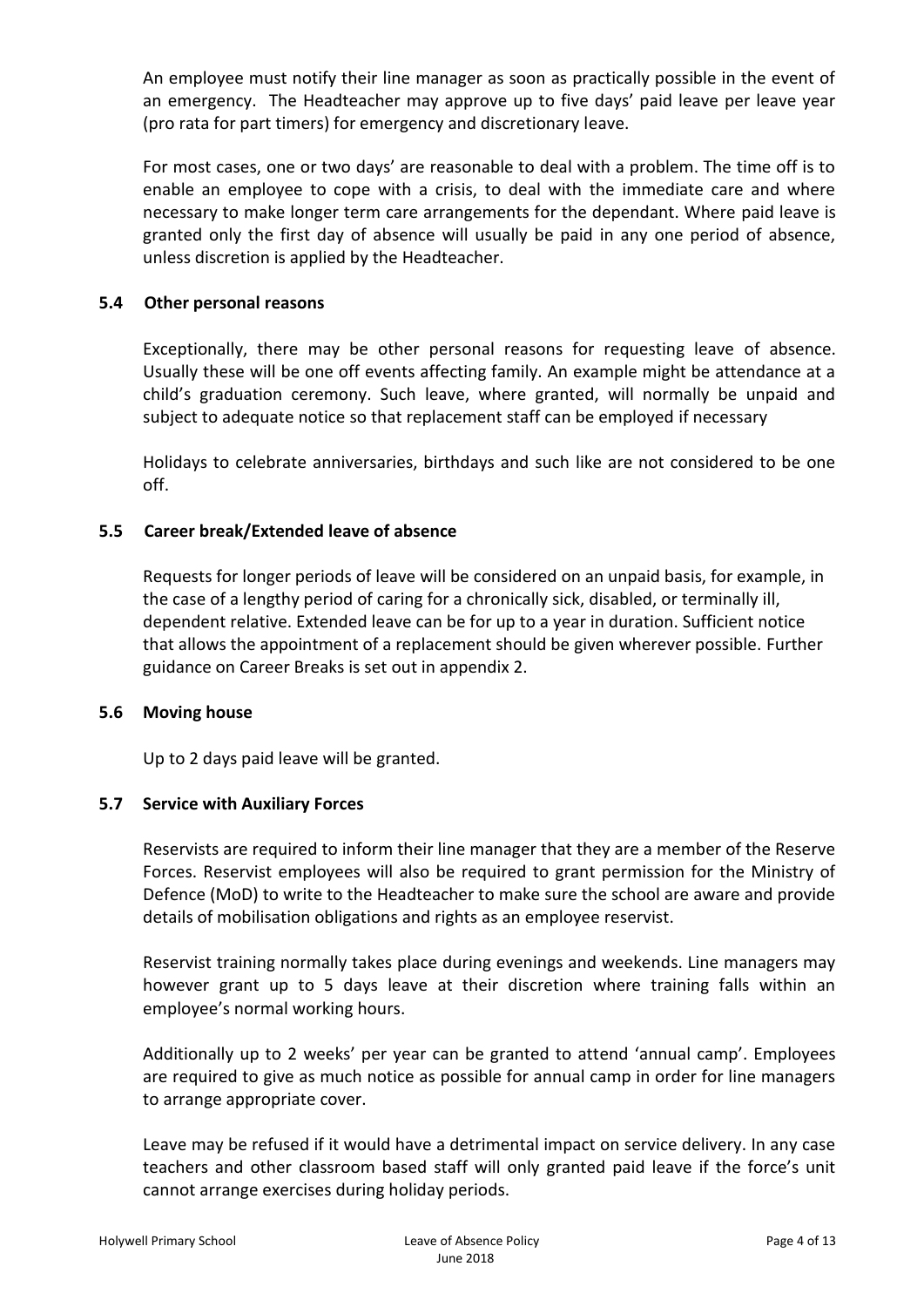An employee must notify their line manager as soon as practically possible in the event of an emergency. The Headteacher may approve up to five days' paid leave per leave year (pro rata for part timers) for emergency and discretionary leave.

For most cases, one or two days' are reasonable to deal with a problem. The time off is to enable an employee to cope with a crisis, to deal with the immediate care and where necessary to make longer term care arrangements for the dependant. Where paid leave is granted only the first day of absence will usually be paid in any one period of absence, unless discretion is applied by the Headteacher.

### 5.4 Other personal reasons

Exceptionally, there may be other personal reasons for requesting leave of absence. Usually these will be one off events affecting family. An example might be attendance at a child's graduation ceremony. Such leave, where granted, will normally be unpaid and subject to adequate notice so that replacement staff can be employed if necessary

Holidays to celebrate anniversaries, birthdays and such like are not considered to be one off.

### 5.5 Career break/Extended leave of absence

Requests for longer periods of leave will be considered on an unpaid basis, for example, in the case of a lengthy period of caring for a chronically sick, disabled, or terminally ill, dependent relative. Extended leave can be for up to a year in duration. Sufficient notice that allows the appointment of a replacement should be given wherever possible. Further guidance on Career Breaks is set out in appendix 2.

### 5.6 Moving house

Up to 2 days paid leave will be granted.

### 5.7 Service with Auxiliary Forces

Reservists are required to inform their line manager that they are a member of the Reserve Forces. Reservist employees will also be required to grant permission for the Ministry of Defence (MoD) to write to the Headteacher to make sure the school are aware and provide details of mobilisation obligations and rights as an employee reservist.

Reservist training normally takes place during evenings and weekends. Line managers may however grant up to 5 days leave at their discretion where training falls within an employee's normal working hours.

Additionally up to 2 weeks' per year can be granted to attend 'annual camp'. Employees are required to give as much notice as possible for annual camp in order for line managers to arrange appropriate cover.

Leave may be refused if it would have a detrimental impact on service delivery. In any case teachers and other classroom based staff will only granted paid leave if the force's unit cannot arrange exercises during holiday periods.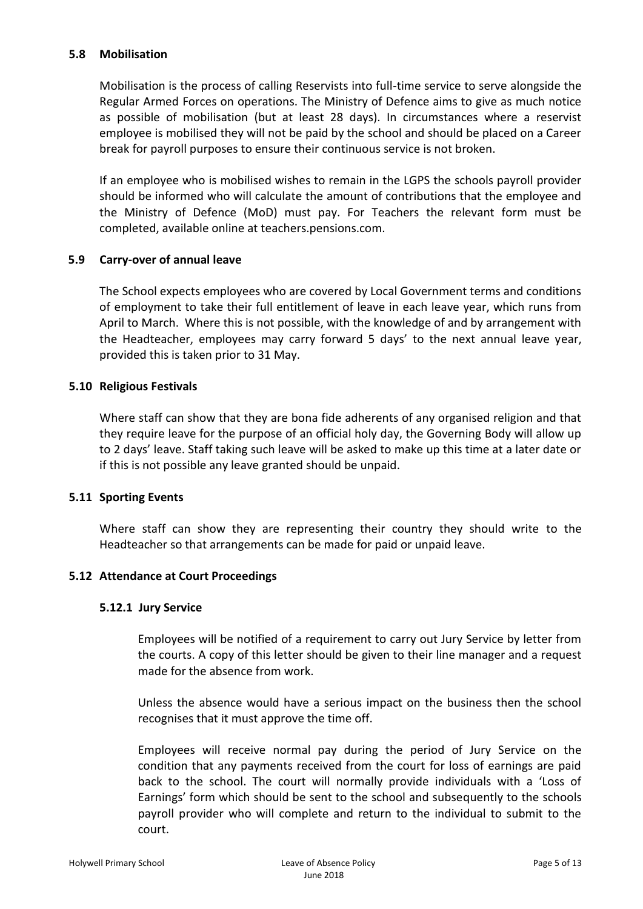### 5.8 Mobilisation

Mobilisation is the process of calling Reservists into full-time service to serve alongside the Regular Armed Forces on operations. The Ministry of Defence aims to give as much notice as possible of mobilisation (but at least 28 days). In circumstances where a reservist employee is mobilised they will not be paid by the school and should be placed on a Career break for payroll purposes to ensure their continuous service is not broken.

If an employee who is mobilised wishes to remain in the LGPS the schools payroll provider should be informed who will calculate the amount of contributions that the employee and the Ministry of Defence (MoD) must pay. For Teachers the relevant form must be completed, available online at teachers.pensions.com.

### 5.9 Carry-over of annual leave

The School expects employees who are covered by Local Government terms and conditions of employment to take their full entitlement of leave in each leave year, which runs from April to March. Where this is not possible, with the knowledge of and by arrangement with the Headteacher, employees may carry forward 5 days' to the next annual leave year, provided this is taken prior to 31 May.

### 5.10 Religious Festivals

Where staff can show that they are bona fide adherents of any organised religion and that they require leave for the purpose of an official holy day, the Governing Body will allow up to 2 days' leave. Staff taking such leave will be asked to make up this time at a later date or if this is not possible any leave granted should be unpaid.

### 5.11 Sporting Events

Where staff can show they are representing their country they should write to the Headteacher so that arrangements can be made for paid or unpaid leave.

### 5.12 Attendance at Court Proceedings

#### 5.12.1 Jury Service

Employees will be notified of a requirement to carry out Jury Service by letter from the courts. A copy of this letter should be given to their line manager and a request made for the absence from work.

Unless the absence would have a serious impact on the business then the school recognises that it must approve the time off.

Employees will receive normal pay during the period of Jury Service on the condition that any payments received from the court for loss of earnings are paid back to the school. The court will normally provide individuals with a 'Loss of Earnings' form which should be sent to the school and subsequently to the schools payroll provider who will complete and return to the individual to submit to the court.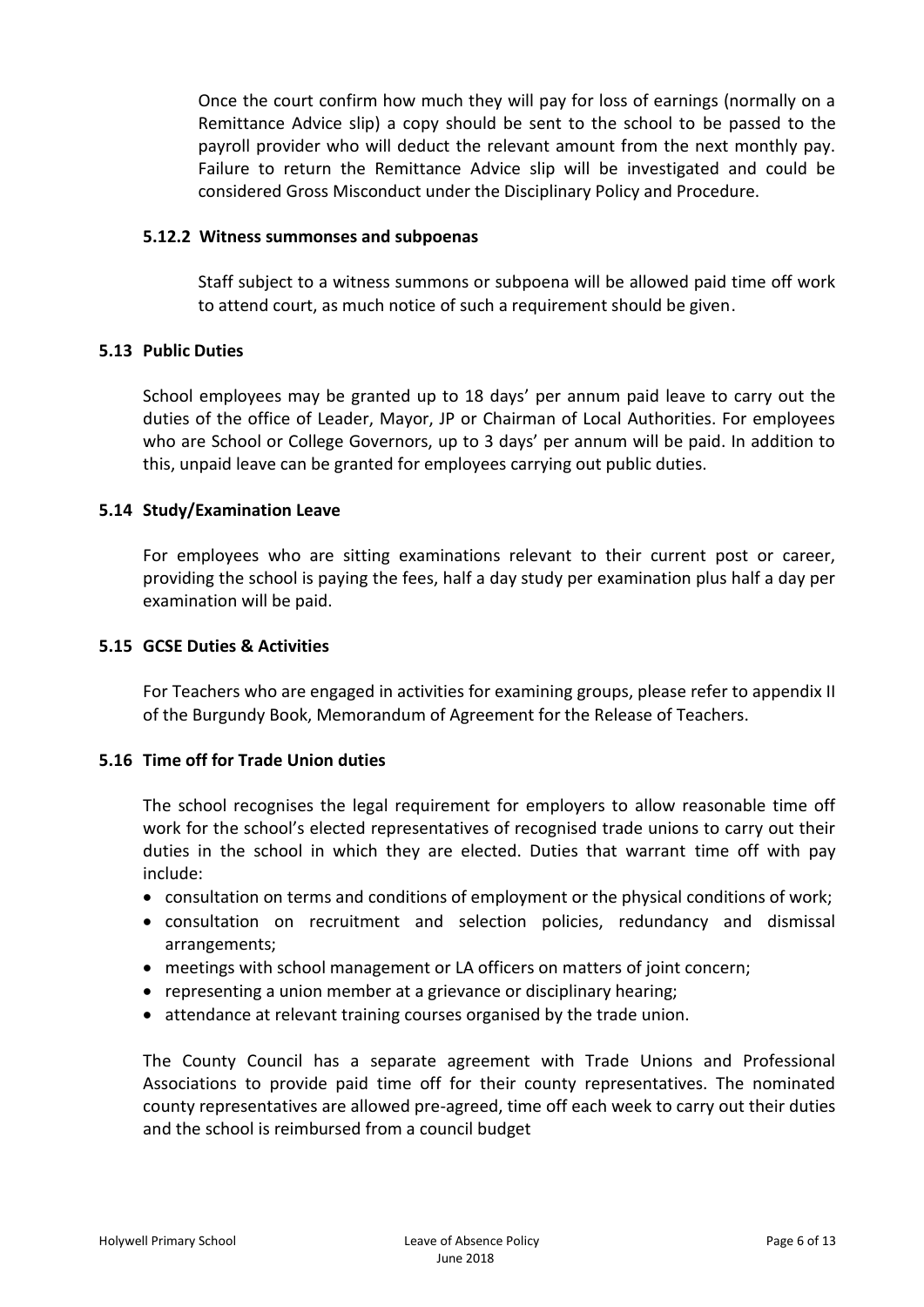Once the court confirm how much they will pay for loss of earnings (normally on a Remittance Advice slip) a copy should be sent to the school to be passed to the payroll provider who will deduct the relevant amount from the next monthly pay. Failure to return the Remittance Advice slip will be investigated and could be considered Gross Misconduct under the Disciplinary Policy and Procedure.

#### 5.12.2 Witness summonses and subpoenas

Staff subject to a witness summons or subpoena will be allowed paid time off work to attend court, as much notice of such a requirement should be given.

### 5.13 Public Duties

School employees may be granted up to 18 days' per annum paid leave to carry out the duties of the office of Leader, Mayor, JP or Chairman of Local Authorities. For employees who are School or College Governors, up to 3 days' per annum will be paid. In addition to this, unpaid leave can be granted for employees carrying out public duties.

### 5.14 Study/Examination Leave

For employees who are sitting examinations relevant to their current post or career, providing the school is paying the fees, half a day study per examination plus half a day per examination will be paid.

### 5.15 GCSE Duties & Activities

For Teachers who are engaged in activities for examining groups, please refer to appendix II of the Burgundy Book, Memorandum of Agreement for the Release of Teachers.

### 5.16 Time off for Trade Union duties

The school recognises the legal requirement for employers to allow reasonable time off work for the school's elected representatives of recognised trade unions to carry out their duties in the school in which they are elected. Duties that warrant time off with pay include:

- consultation on terms and conditions of employment or the physical conditions of work;
- consultation on recruitment and selection policies, redundancy and dismissal arrangements;
- meetings with school management or LA officers on matters of joint concern;
- representing a union member at a grievance or disciplinary hearing;
- attendance at relevant training courses organised by the trade union.

The County Council has a separate agreement with Trade Unions and Professional Associations to provide paid time off for their county representatives. The nominated county representatives are allowed pre-agreed, time off each week to carry out their duties and the school is reimbursed from a council budget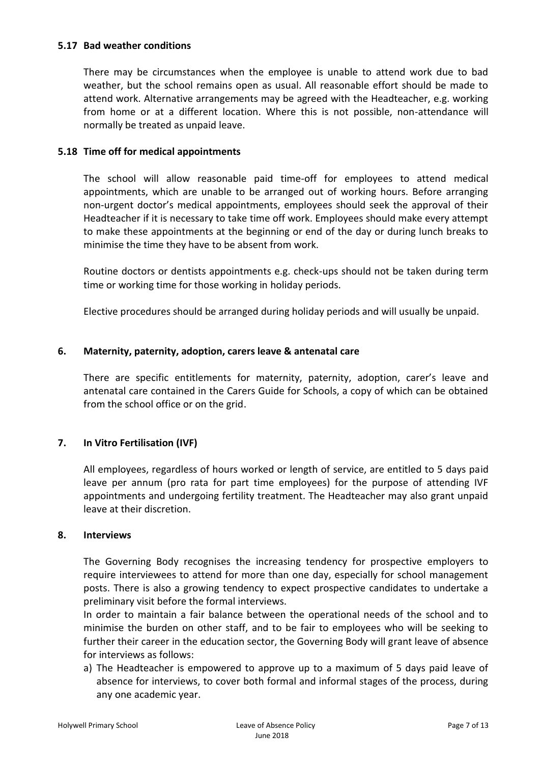### 5.17 Bad weather conditions

There may be circumstances when the employee is unable to attend work due to bad weather, but the school remains open as usual. All reasonable effort should be made to attend work. Alternative arrangements may be agreed with the Headteacher, e.g. working from home or at a different location. Where this is not possible, non-attendance will normally be treated as unpaid leave.

### 5.18 Time off for medical appointments

The school will allow reasonable paid time-off for employees to attend medical appointments, which are unable to be arranged out of working hours. Before arranging non-urgent doctor's medical appointments, employees should seek the approval of their Headteacher if it is necessary to take time off work. Employees should make every attempt to make these appointments at the beginning or end of the day or during lunch breaks to minimise the time they have to be absent from work.

Routine doctors or dentists appointments e.g. check-ups should not be taken during term time or working time for those working in holiday periods.

Elective procedures should be arranged during holiday periods and will usually be unpaid.

## 6. Maternity, paternity, adoption, carers leave & antenatal care

There are specific entitlements for maternity, paternity, adoption, carer's leave and antenatal care contained in the Carers Guide for Schools, a copy of which can be obtained from the school office or on the grid.

## 7. In Vitro Fertilisation (IVF)

All employees, regardless of hours worked or length of service, are entitled to 5 days paid leave per annum (pro rata for part time employees) for the purpose of attending IVF appointments and undergoing fertility treatment. The Headteacher may also grant unpaid leave at their discretion.

## 8. Interviews

The Governing Body recognises the increasing tendency for prospective employers to require interviewees to attend for more than one day, especially for school management posts. There is also a growing tendency to expect prospective candidates to undertake a preliminary visit before the formal interviews.

In order to maintain a fair balance between the operational needs of the school and to minimise the burden on other staff, and to be fair to employees who will be seeking to further their career in the education sector, the Governing Body will grant leave of absence for interviews as follows:

a) The Headteacher is empowered to approve up to a maximum of 5 days paid leave of absence for interviews, to cover both formal and informal stages of the process, during any one academic year.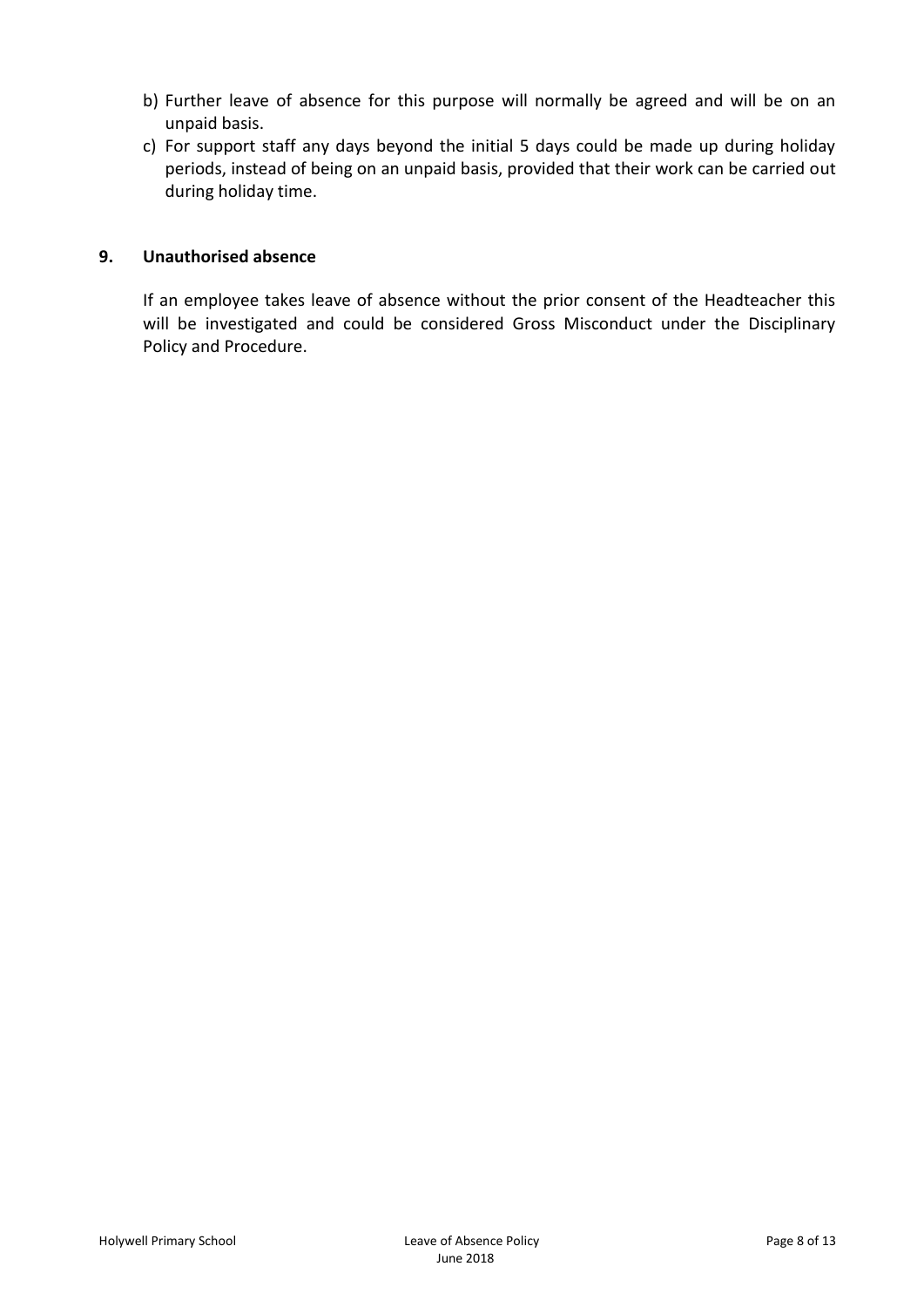b) Further leave of absence for this purpose will normally be agreed and will be on an unpaid basis.
c) For support staff any days beyond the initial 5 days could be made up during holiday periods, instead of being on an unpaid basis, provided that their work can be carried out during holiday time.

## 9. Unauthorised absence

If an employee takes leave of absence without the prior consent of the Headteacher this will be investigated and could be considered Gross Misconduct under the Disciplinary Policy and Procedure.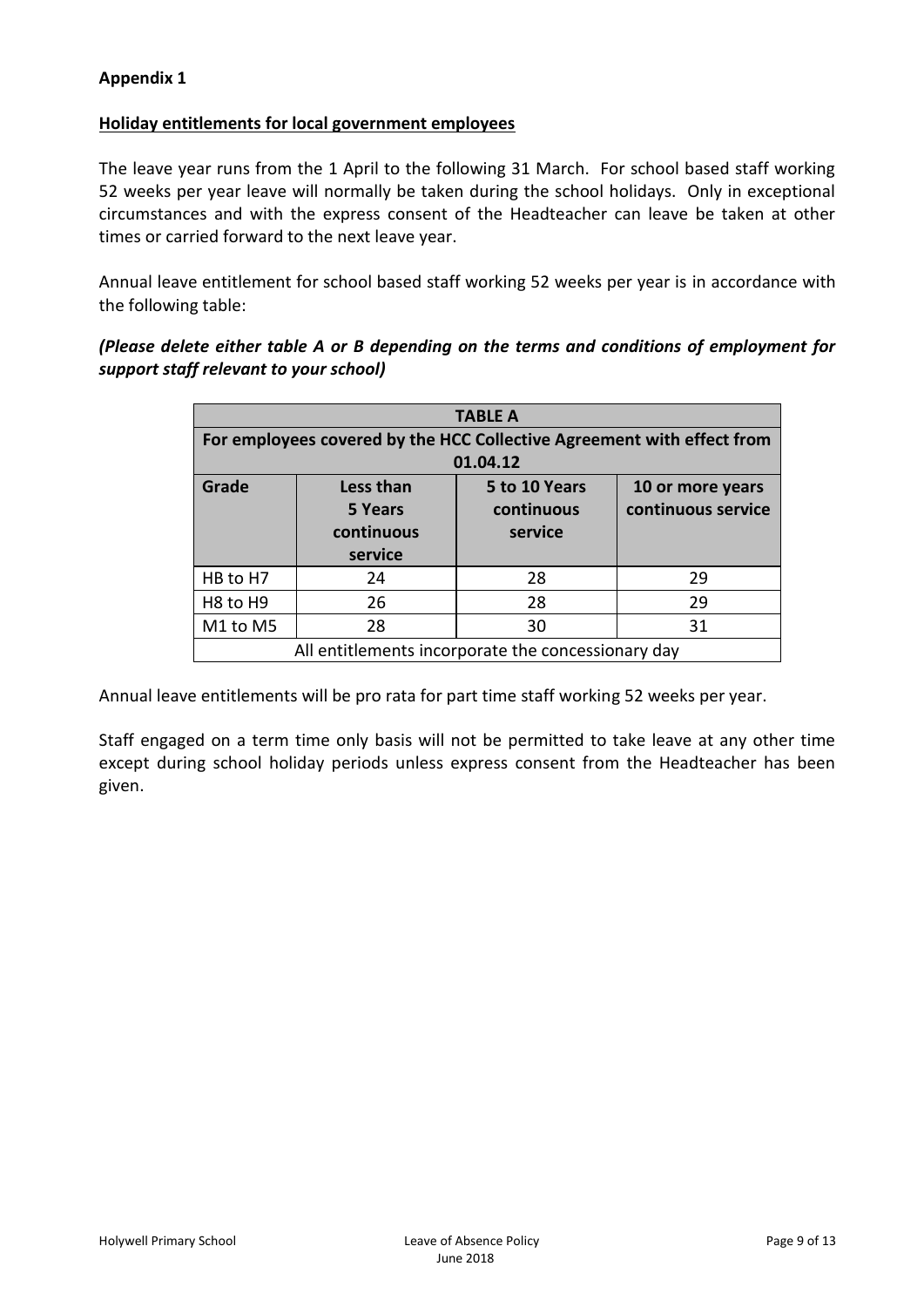**Appendix 1**

**Holiday entitlements for local government employees**

The leave year runs from the 1 April to the following 31 March. For school based staff working 52 weeks per year leave will normally be taken during the school holidays. Only in exceptional circumstances and with the express consent of the Headteacher can leave be taken at other times or carried forward to the next leave year.

Annual leave entitlement for school based staff working 52 weeks per year is in accordance with the following table:

***(Please delete either table A or B depending on the terms and conditions of employment for support staff relevant to your school)***

| **TABLE A** | | | |
|---|---|---|---|
| **For employees covered by the HCC Collective Agreement with effect from 01.04.12** | | | |
| **Grade** | **Less than 5 Years continuous service** | **5 to 10 Years continuous service** | **10 or more years continuous service** |
| HB to H7 | 24 | 28 | 29 |
| H8 to H9 | 26 | 28 | 29 |
| M1 to M5 | 28 | 30 | 31 |
| All entitlements incorporate the concessionary day | | | |

Annual leave entitlements will be pro rata for part time staff working 52 weeks per year.

Staff engaged on a term time only basis will not be permitted to take leave at any other time except during school holiday periods unless express consent from the Headteacher has been given.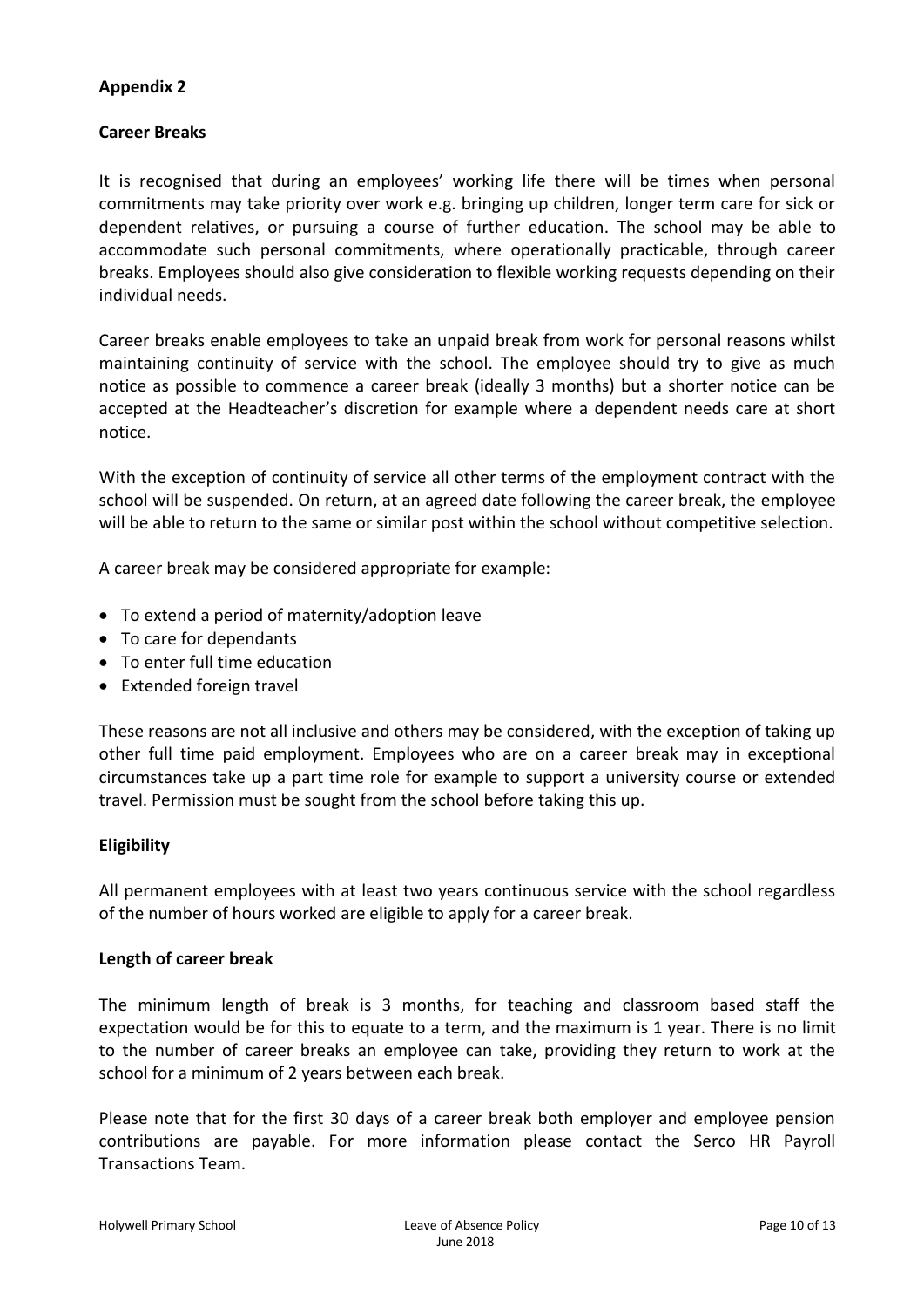**Appendix 2**

**Career Breaks**

It is recognised that during an employees' working life there will be times when personal commitments may take priority over work e.g. bringing up children, longer term care for sick or dependent relatives, or pursuing a course of further education. The school may be able to accommodate such personal commitments, where operationally practicable, through career breaks. Employees should also give consideration to flexible working requests depending on their individual needs.

Career breaks enable employees to take an unpaid break from work for personal reasons whilst maintaining continuity of service with the school. The employee should try to give as much notice as possible to commence a career break (ideally 3 months) but a shorter notice can be accepted at the Headteacher's discretion for example where a dependent needs care at short notice.

With the exception of continuity of service all other terms of the employment contract with the school will be suspended. On return, at an agreed date following the career break, the employee will be able to return to the same or similar post within the school without competitive selection.

A career break may be considered appropriate for example:

- To extend a period of maternity/adoption leave
- To care for dependants
- To enter full time education
- Extended foreign travel

These reasons are not all inclusive and others may be considered, with the exception of taking up other full time paid employment. Employees who are on a career break may in exceptional circumstances take up a part time role for example to support a university course or extended travel. Permission must be sought from the school before taking this up.

**Eligibility**

All permanent employees with at least two years continuous service with the school regardless of the number of hours worked are eligible to apply for a career break.

**Length of career break**

The minimum length of break is 3 months, for teaching and classroom based staff the expectation would be for this to equate to a term, and the maximum is 1 year. There is no limit to the number of career breaks an employee can take, providing they return to work at the school for a minimum of 2 years between each break.

Please note that for the first 30 days of a career break both employer and employee pension contributions are payable. For more information please contact the Serco HR Payroll Transactions Team.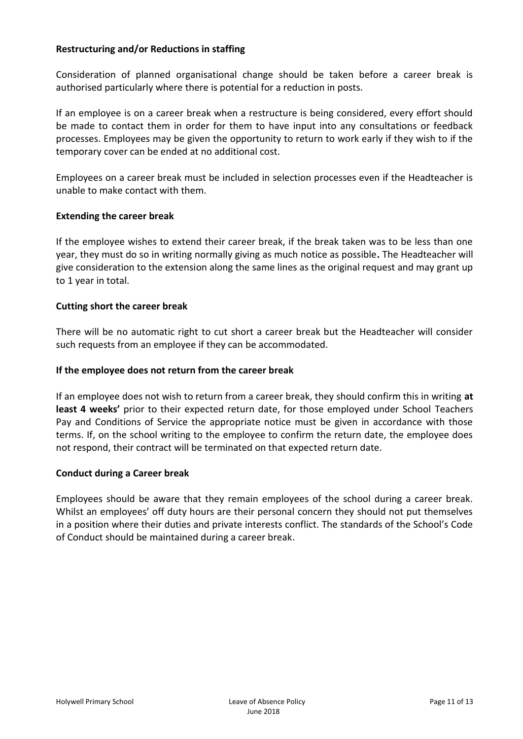**Restructuring and/or Reductions in staffing**

Consideration of planned organisational change should be taken before a career break is authorised particularly where there is potential for a reduction in posts.

If an employee is on a career break when a restructure is being considered, every effort should be made to contact them in order for them to have input into any consultations or feedback processes. Employees may be given the opportunity to return to work early if they wish to if the temporary cover can be ended at no additional cost.

Employees on a career break must be included in selection processes even if the Headteacher is unable to make contact with them.

**Extending the career break**

If the employee wishes to extend their career break, if the break taken was to be less than one year, they must do so in writing normally giving as much notice as possible**.** The Headteacher will give consideration to the extension along the same lines as the original request and may grant up to 1 year in total.

**Cutting short the career break**

There will be no automatic right to cut short a career break but the Headteacher will consider such requests from an employee if they can be accommodated.

**If the employee does not return from the career break**

If an employee does not wish to return from a career break, they should confirm this in writing **at least 4 weeks'** prior to their expected return date, for those employed under School Teachers Pay and Conditions of Service the appropriate notice must be given in accordance with those terms. If, on the school writing to the employee to confirm the return date, the employee does not respond, their contract will be terminated on that expected return date.

**Conduct during a Career break**

Employees should be aware that they remain employees of the school during a career break. Whilst an employees' off duty hours are their personal concern they should not put themselves in a position where their duties and private interests conflict. The standards of the School's Code of Conduct should be maintained during a career break.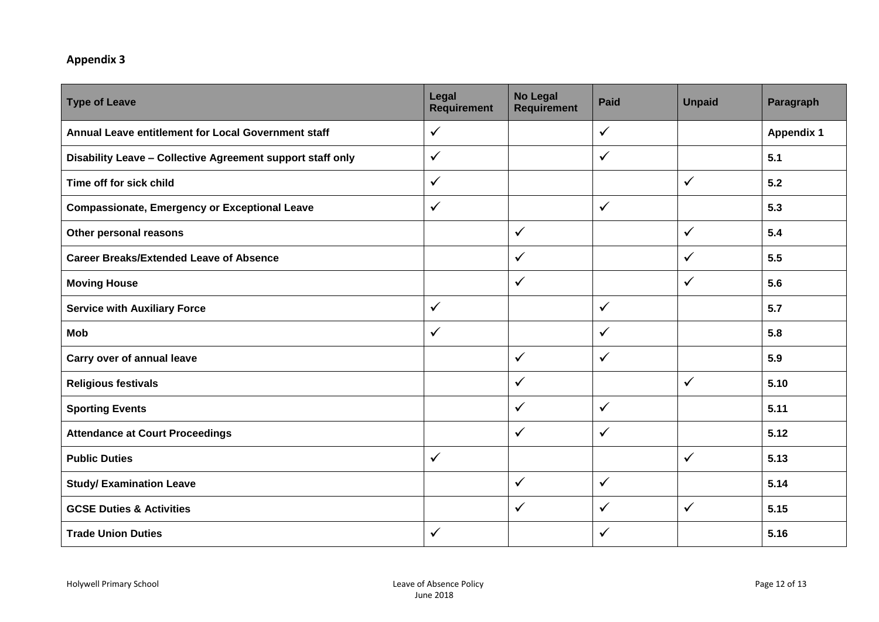## Appendix 3

| Type of Leave | Legal Requirement | No Legal Requirement | Paid | Unpaid | Paragraph |
|---|---|---|---|---|---|
| **Annual Leave entitlement for Local Government staff** | ✓ | | ✓ | | **Appendix 1** |
| **Disability Leave – Collective Agreement support staff only** | ✓ | | ✓ | | **5.1** |
| **Time off for sick child** | ✓ | | | ✓ | **5.2** |
| **Compassionate, Emergency or Exceptional Leave** | ✓ | | ✓ | | **5.3** |
| **Other personal reasons** | | ✓ | | ✓ | **5.4** |
| **Career Breaks/Extended Leave of Absence** | | ✓ | | ✓ | **5.5** |
| **Moving House** | | ✓ | | ✓ | **5.6** |
| **Service with Auxiliary Force** | ✓ | | ✓ | | **5.7** |
| **Mob** | ✓ | | ✓ | | **5.8** |
| **Carry over of annual leave** | | ✓ | ✓ | | **5.9** |
| **Religious festivals** | | ✓ | | ✓ | **5.10** |
| **Sporting Events** | | ✓ | ✓ | | **5.11** |
| **Attendance at Court Proceedings** | | ✓ | ✓ | | **5.12** |
| **Public Duties** | ✓ | | | ✓ | **5.13** |
| **Study/ Examination Leave** | | ✓ | ✓ | | **5.14** |
| **GCSE Duties & Activities** | | ✓ | ✓ | ✓ | **5.15** |
| **Trade Union Duties** | ✓ | | ✓ | | **5.16** |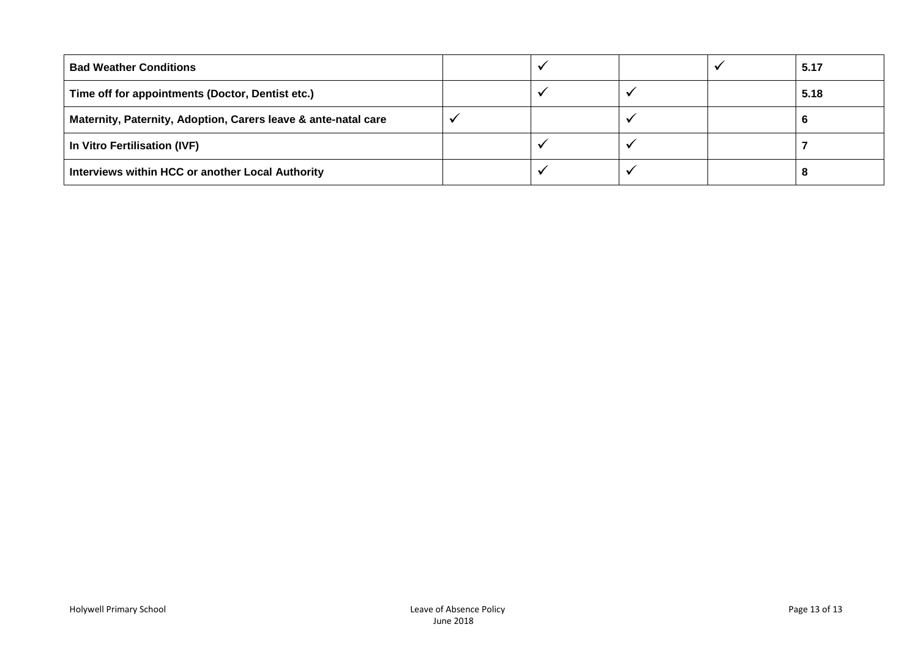| | | | | | |
|---|---|---|---|---|---|
| **Bad Weather Conditions** | | ✓ | | ✓ | **5.17** |
| **Time off for appointments (Doctor, Dentist etc.)** | | ✓ | ✓ | | **5.18** |
| **Maternity, Paternity, Adoption, Carers leave & ante-natal care** | ✓ | | ✓ | | **6** |
| **In Vitro Fertilisation (IVF)** | | ✓ | ✓ | | **7** |
| **Interviews within HCC or another Local Authority** | | ✓ | ✓ | | **8** |